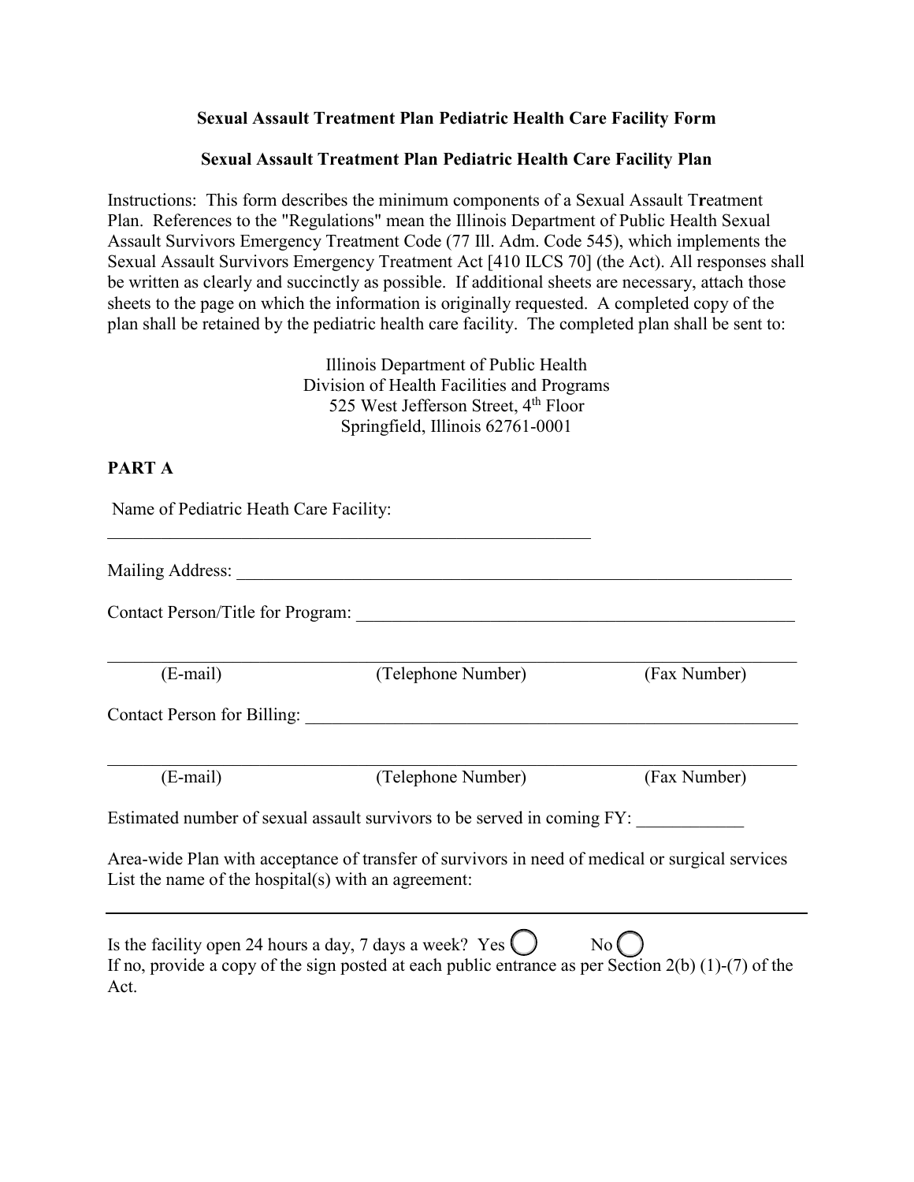**Sexual Assault Treatment Plan Pediatric Health Care Facility Form**

**Sexual Assault Treatment Plan Pediatric Health Care Facility Plan**

Instructions: This form describes the minimum components of a Sexual Assault Treatment Plan. References to the "Regulations" mean the Illinois Department of Public Health Sexual Assault Survivors Emergency Treatment Code (77 Ill. Adm. Code 545), which implements the Sexual Assault Survivors Emergency Treatment Act [410 ILCS 70] (the Act). All responses shall be written as clearly and succinctly as possible. If additional sheets are necessary, attach those sheets to the page on which the information is originally requested. A completed copy of the plan shall be retained by the pediatric health care facility. The completed plan shall be sent to:

Illinois Department of Public Health
Division of Health Facilities and Programs
525 West Jefferson Street, 4th Floor
Springfield, Illinois 62761-0001

**PART A**

Name of Pediatric Heath Care Facility:

_______________________________________________________

Mailing Address: _______________________________________________________

Contact Person/Title for Program: _______________________________________________

_______________________________________________________
(E-mail) (Telephone Number) (Fax Number)

Contact Person for Billing: _______________________________________________

_______________________________________________________
(E-mail) (Telephone Number) (Fax Number)

Estimated number of sexual assault survivors to be served in coming FY: ____________

Area-wide Plan with acceptance of transfer of survivors in need of medical or surgical services
List the name of the hospital(s) with an agreement:

_______________________________________________________

Is the facility open 24 hours a day, 7 days a week? Yes ◯ No ◯
If no, provide a copy of the sign posted at each public entrance as per Section 2(b) (1)-(7) of the Act.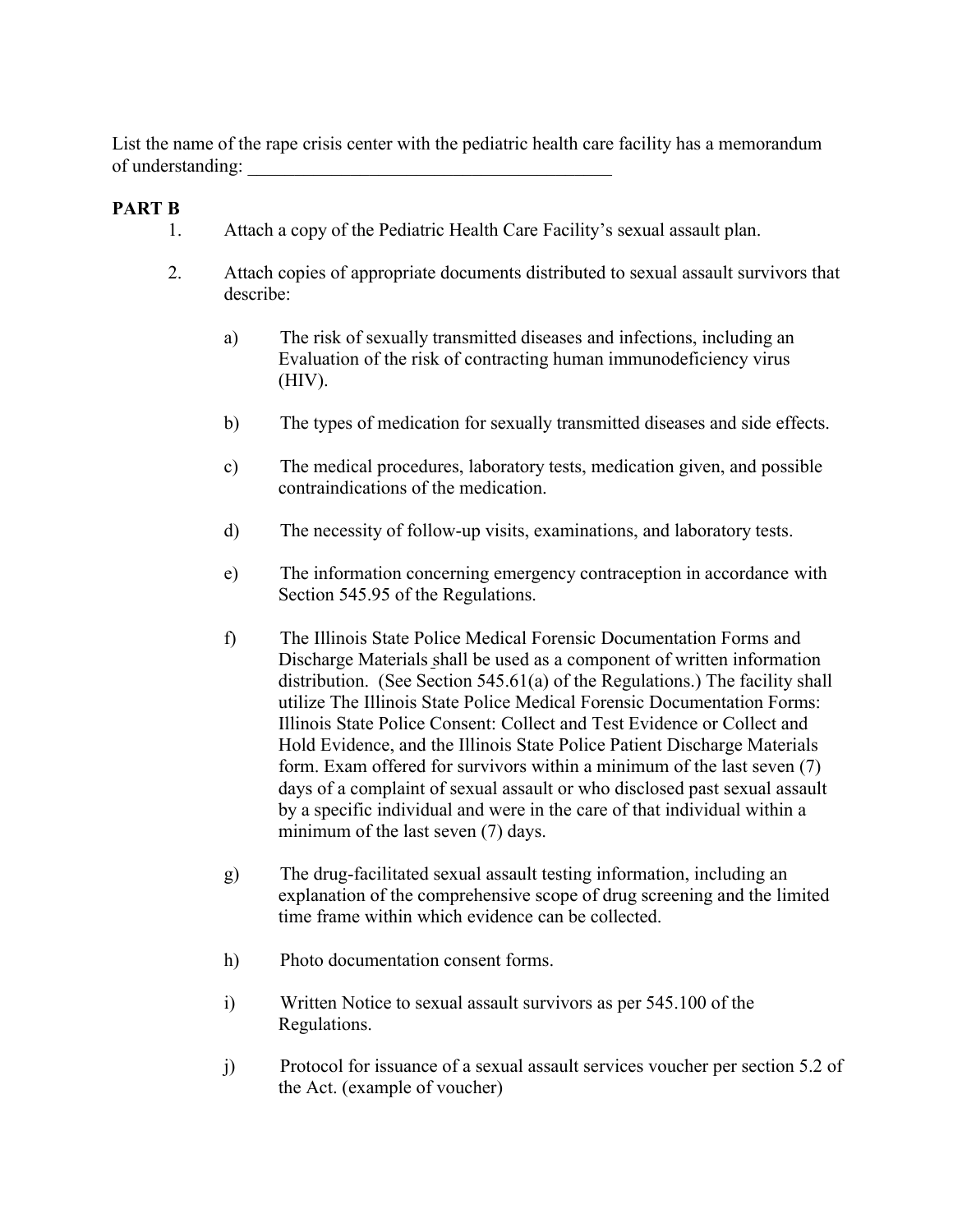List the name of the rape crisis center with the pediatric health care facility has a memorandum of understanding: ________________________________________

**PART B**

1. Attach a copy of the Pediatric Health Care Facility's sexual assault plan.

2. Attach copies of appropriate documents distributed to sexual assault survivors that describe:

   a) The risk of sexually transmitted diseases and infections, including an Evaluation of the risk of contracting human immunodeficiency virus (HIV).

   b) The types of medication for sexually transmitted diseases and side effects.

   c) The medical procedures, laboratory tests, medication given, and possible contraindications of the medication.

   d) The necessity of follow-up visits, examinations, and laboratory tests.

   e) The information concerning emergency contraception in accordance with Section 545.95 of the Regulations.

   f) The Illinois State Police Medical Forensic Documentation Forms and Discharge Materials shall be used as a component of written information distribution. (See Section 545.61(a) of the Regulations.) The facility shall utilize The Illinois State Police Medical Forensic Documentation Forms: Illinois State Police Consent: Collect and Test Evidence or Collect and Hold Evidence, and the Illinois State Police Patient Discharge Materials form. Exam offered for survivors within a minimum of the last seven (7) days of a complaint of sexual assault or who disclosed past sexual assault by a specific individual and were in the care of that individual within a minimum of the last seven (7) days.

   g) The drug-facilitated sexual assault testing information, including an explanation of the comprehensive scope of drug screening and the limited time frame within which evidence can be collected.

   h) Photo documentation consent forms.

   i) Written Notice to sexual assault survivors as per 545.100 of the Regulations.

   j) Protocol for issuance of a sexual assault services voucher per section 5.2 of the Act. (example of voucher)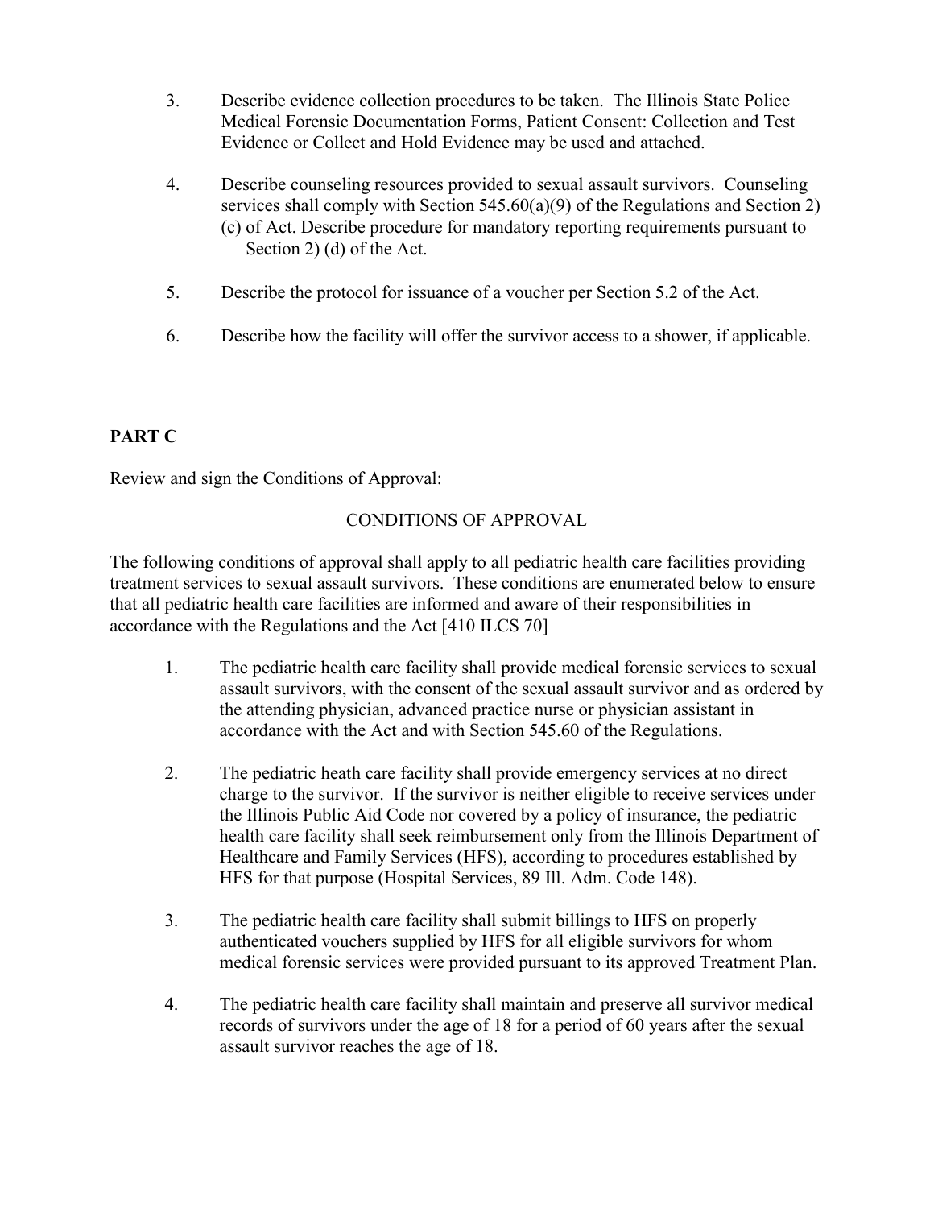3. Describe evidence collection procedures to be taken. The Illinois State Police Medical Forensic Documentation Forms, Patient Consent: Collection and Test Evidence or Collect and Hold Evidence may be used and attached.

4. Describe counseling resources provided to sexual assault survivors. Counseling services shall comply with Section 545.60(a)(9) of the Regulations and Section 2) (c) of Act. Describe procedure for mandatory reporting requirements pursuant to Section 2) (d) of the Act.

5. Describe the protocol for issuance of a voucher per Section 5.2 of the Act.

6. Describe how the facility will offer the survivor access to a shower, if applicable.

**PART C**

Review and sign the Conditions of Approval:

CONDITIONS OF APPROVAL

The following conditions of approval shall apply to all pediatric health care facilities providing treatment services to sexual assault survivors. These conditions are enumerated below to ensure that all pediatric health care facilities are informed and aware of their responsibilities in accordance with the Regulations and the Act [410 ILCS 70]

1. The pediatric health care facility shall provide medical forensic services to sexual assault survivors, with the consent of the sexual assault survivor and as ordered by the attending physician, advanced practice nurse or physician assistant in accordance with the Act and with Section 545.60 of the Regulations.

2. The pediatric heath care facility shall provide emergency services at no direct charge to the survivor. If the survivor is neither eligible to receive services under the Illinois Public Aid Code nor covered by a policy of insurance, the pediatric health care facility shall seek reimbursement only from the Illinois Department of Healthcare and Family Services (HFS), according to procedures established by HFS for that purpose (Hospital Services, 89 Ill. Adm. Code 148).

3. The pediatric health care facility shall submit billings to HFS on properly authenticated vouchers supplied by HFS for all eligible survivors for whom medical forensic services were provided pursuant to its approved Treatment Plan.

4. The pediatric health care facility shall maintain and preserve all survivor medical records of survivors under the age of 18 for a period of 60 years after the sexual assault survivor reaches the age of 18.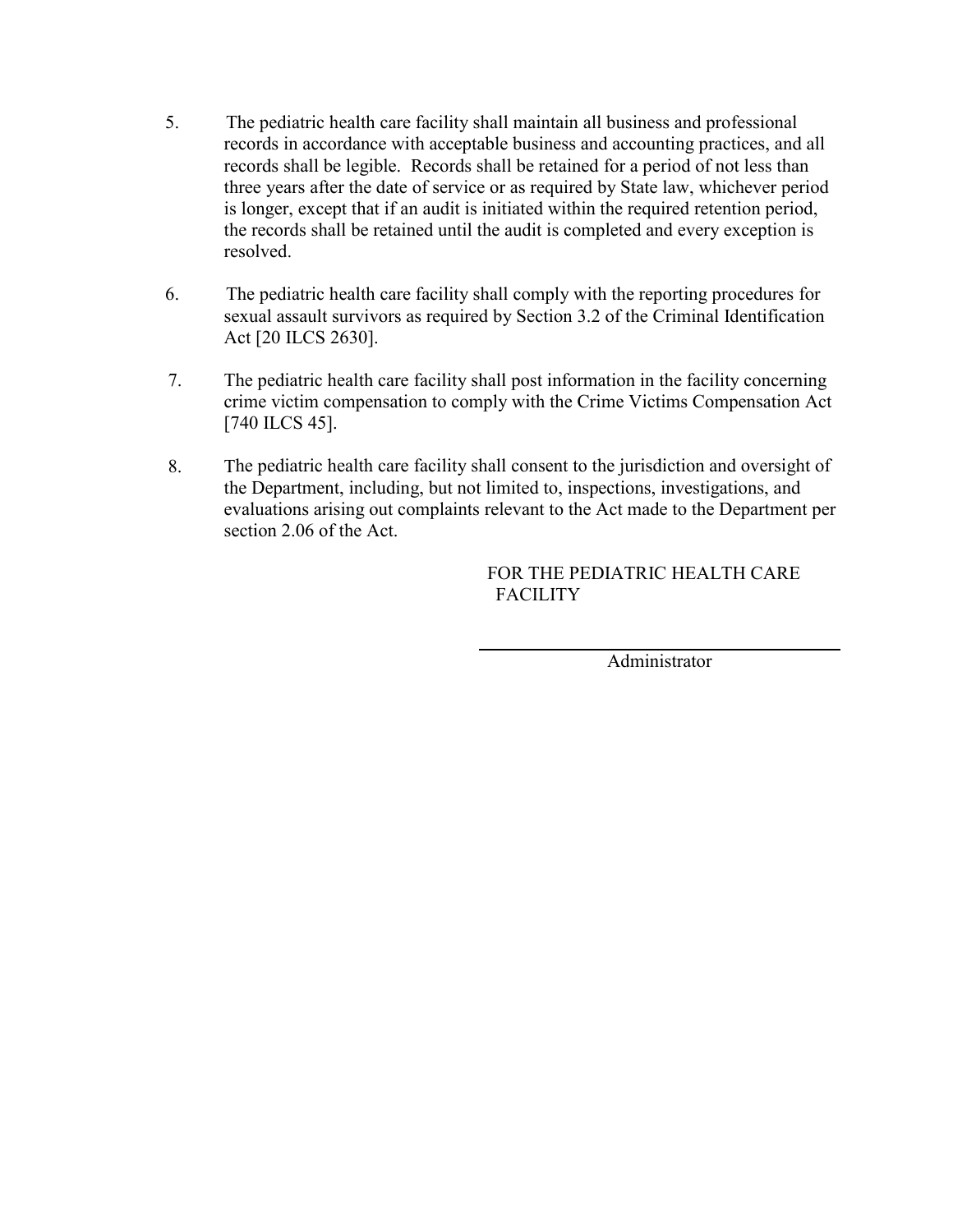5. The pediatric health care facility shall maintain all business and professional records in accordance with acceptable business and accounting practices, and all records shall be legible. Records shall be retained for a period of not less than three years after the date of service or as required by State law, whichever period is longer, except that if an audit is initiated within the required retention period, the records shall be retained until the audit is completed and every exception is resolved.

6. The pediatric health care facility shall comply with the reporting procedures for sexual assault survivors as required by Section 3.2 of the Criminal Identification Act [20 ILCS 2630].

7. The pediatric health care facility shall post information in the facility concerning crime victim compensation to comply with the Crime Victims Compensation Act [740 ILCS 45].

8. The pediatric health care facility shall consent to the jurisdiction and oversight of the Department, including, but not limited to, inspections, investigations, and evaluations arising out complaints relevant to the Act made to the Department per section 2.06 of the Act.

FOR THE PEDIATRIC HEALTH CARE FACILITY

\_\_\_\_\_\_\_\_\_\_\_\_\_\_\_\_\_\_\_\_\_\_\_\_\_\_\_\_\_\_\_\_\_\_\_\_

Administrator